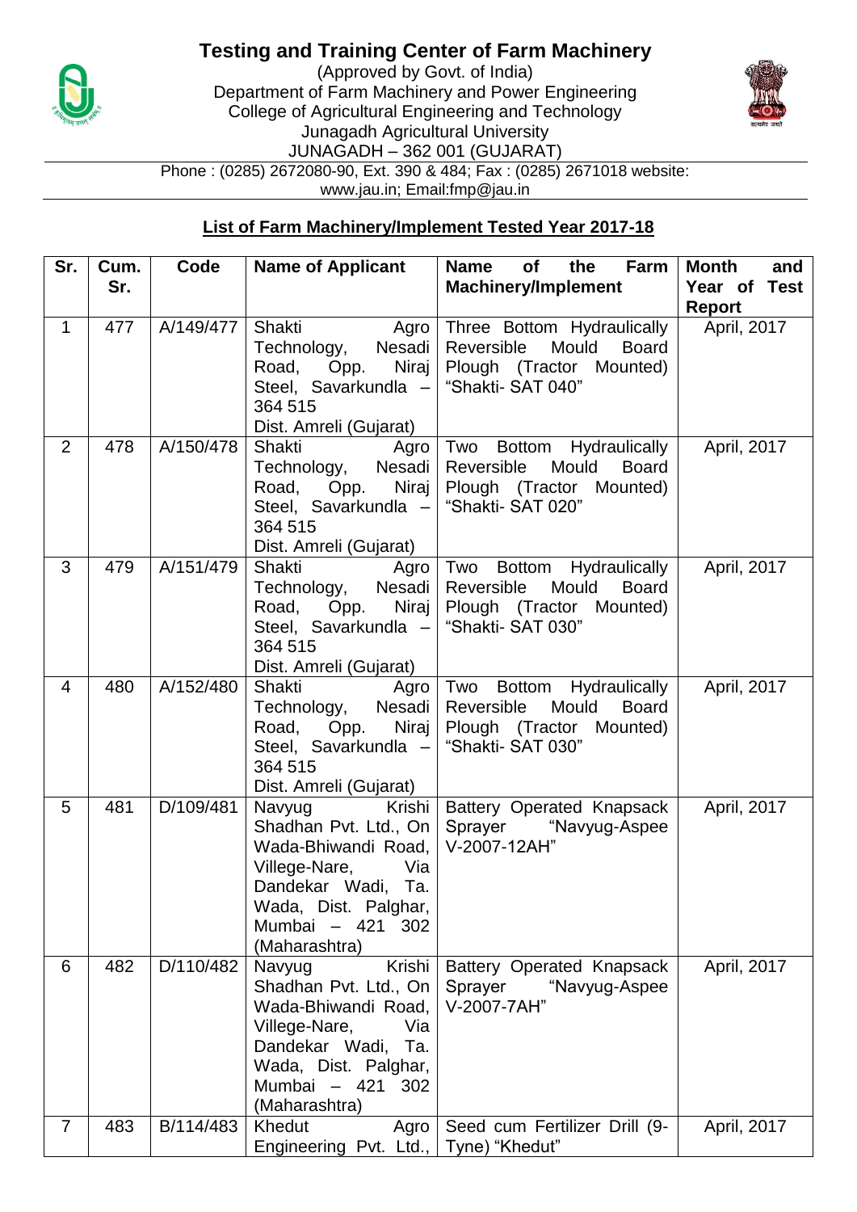# Testing and Training Center of Farm Machinery

(Approved by Govt. of India)
Department of Farm Machinery and Power Engineering
College of Agricultural Engineering and Technology
Junagadh Agricultural University
JUNAGADH – 362 001 (GUJARAT)

Phone : (0285) 2672080-90, Ext. 390 & 484; Fax : (0285) 2671018 website: www.jau.in; Email:fmp@jau.in

## List of Farm Machinery/Implement Tested Year 2017-18

| Sr. | Cum. Sr. | Code | Name of Applicant | Name of the Farm Machinery/Implement | Month and Year of Test Report |
|---|---|---|---|---|---|
| 1 | 477 | A/149/477 | Shakti Agro Technology, Nesadi Road, Opp. Niraj Steel, Savarkundla – 364 515 Dist. Amreli (Gujarat) | Three Bottom Hydraulically Reversible Mould Board Plough (Tractor Mounted) "Shakti- SAT 040" | April, 2017 |
| 2 | 478 | A/150/478 | Shakti Agro Technology, Nesadi Road, Opp. Niraj Steel, Savarkundla – 364 515 Dist. Amreli (Gujarat) | Two Bottom Hydraulically Reversible Mould Board Plough (Tractor Mounted) "Shakti- SAT 020" | April, 2017 |
| 3 | 479 | A/151/479 | Shakti Agro Technology, Nesadi Road, Opp. Niraj Steel, Savarkundla – 364 515 Dist. Amreli (Gujarat) | Two Bottom Hydraulically Reversible Mould Board Plough (Tractor Mounted) "Shakti- SAT 030" | April, 2017 |
| 4 | 480 | A/152/480 | Shakti Agro Technology, Nesadi Road, Opp. Niraj Steel, Savarkundla – 364 515 Dist. Amreli (Gujarat) | Two Bottom Hydraulically Reversible Mould Board Plough (Tractor Mounted) "Shakti- SAT 030" | April, 2017 |
| 5 | 481 | D/109/481 | Navyug Krishi Shadhan Pvt. Ltd., On Wada-Bhiwandi Road, Villege-Nare, Via Dandekar Wadi, Ta. Wada, Dist. Palghar, Mumbai – 421 302 (Maharashtra) | Battery Operated Knapsack Sprayer "Navyug-Aspee V-2007-12AH" | April, 2017 |
| 6 | 482 | D/110/482 | Navyug Krishi Shadhan Pvt. Ltd., On Wada-Bhiwandi Road, Villege-Nare, Via Dandekar Wadi, Ta. Wada, Dist. Palghar, Mumbai – 421 302 (Maharashtra) | Battery Operated Knapsack Sprayer "Navyug-Aspee V-2007-7AH" | April, 2017 |
| 7 | 483 | B/114/483 | Khedut Agro Engineering Pvt. Ltd., | Seed cum Fertilizer Drill (9-Tyne) "Khedut" | April, 2017 |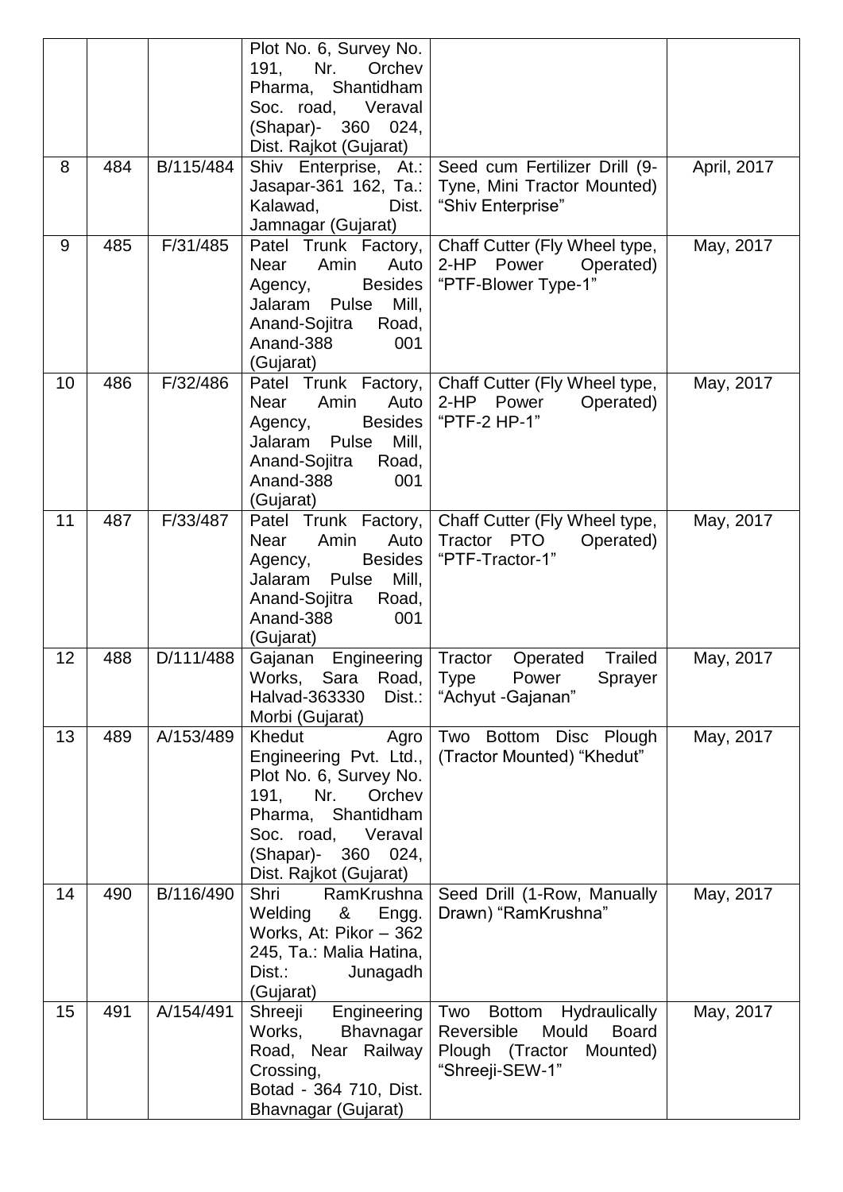|  |  |  |  |  |  |
|---|---|---|---|---|---|
|  |  |  | Plot No. 6, Survey No. 191, Nr. Orchev Pharma, Shantidham Soc. road, Veraval (Shapar)- 360 024, Dist. Rajkot (Gujarat) |  |  |
| 8 | 484 | B/115/484 | Shiv Enterprise, At.: Jasapar-361 162, Ta.: Kalawad, Dist. Jamnagar (Gujarat) | Seed cum Fertilizer Drill (9-Tyne, Mini Tractor Mounted) "Shiv Enterprise" | April, 2017 |
| 9 | 485 | F/31/485 | Patel Trunk Factory, Near Amin Auto Agency, Besides Jalaram Pulse Mill, Anand-Sojitra Road, Anand-388 001 (Gujarat) | Chaff Cutter (Fly Wheel type, 2-HP Power Operated) "PTF-Blower Type-1" | May, 2017 |
| 10 | 486 | F/32/486 | Patel Trunk Factory, Near Amin Auto Agency, Besides Jalaram Pulse Mill, Anand-Sojitra Road, Anand-388 001 (Gujarat) | Chaff Cutter (Fly Wheel type, 2-HP Power Operated) "PTF-2 HP-1" | May, 2017 |
| 11 | 487 | F/33/487 | Patel Trunk Factory, Near Amin Auto Agency, Besides Jalaram Pulse Mill, Anand-Sojitra Road, Anand-388 001 (Gujarat) | Chaff Cutter (Fly Wheel type, Tractor PTO Operated) "PTF-Tractor-1" | May, 2017 |
| 12 | 488 | D/111/488 | Gajanan Engineering Works, Sara Road, Halvad-363330 Dist.: Morbi (Gujarat) | Tractor Operated Trailed Type Power Sprayer "Achyut -Gajanan" | May, 2017 |
| 13 | 489 | A/153/489 | Khedut Agro Engineering Pvt. Ltd., Plot No. 6, Survey No. 191, Nr. Orchev Pharma, Shantidham Soc. road, Veraval (Shapar)- 360 024, Dist. Rajkot (Gujarat) | Two Bottom Disc Plough (Tractor Mounted) "Khedut" | May, 2017 |
| 14 | 490 | B/116/490 | Shri RamKrushna Welding & Engg. Works, At: Pikor – 362 245, Ta.: Malia Hatina, Dist.: Junagadh (Gujarat) | Seed Drill (1-Row, Manually Drawn) "RamKrushna" | May, 2017 |
| 15 | 491 | A/154/491 | Shreeji Engineering Works, Bhavnagar Road, Near Railway Crossing, Botad - 364 710, Dist. Bhavnagar (Gujarat) | Two Bottom Hydraulically Reversible Mould Board Plough (Tractor Mounted) "Shreeji-SEW-1" | May, 2017 |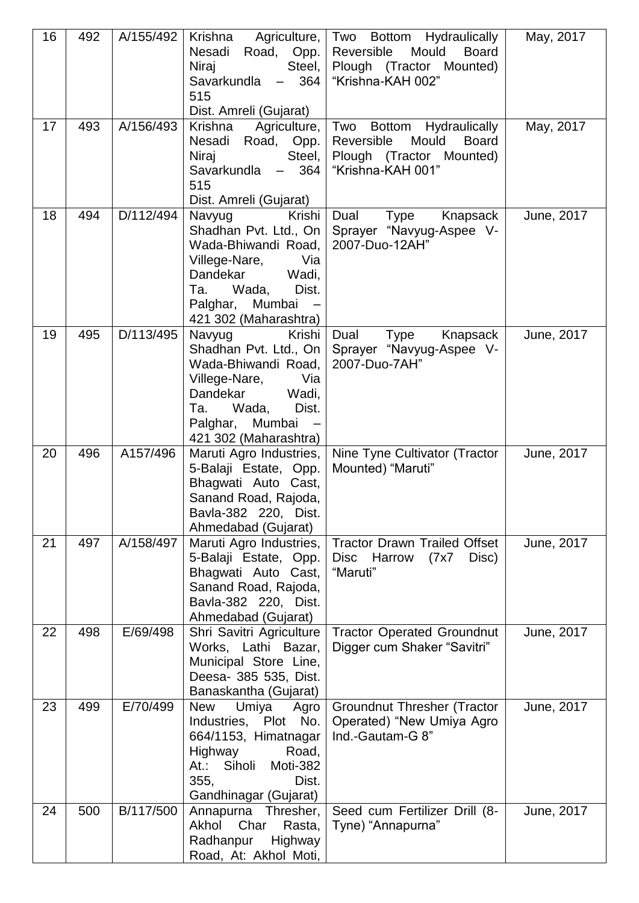| | | | | | |
|---|---|---|---|---|---|
| 16 | 492 | A/155/492 | Krishna Agriculture, Nesadi Road, Opp. Niraj Steel, Savarkundla – 364 515 Dist. Amreli (Gujarat) | Two Bottom Hydraulically Reversible Mould Board Plough (Tractor Mounted) "Krishna-KAH 002" | May, 2017 |
| 17 | 493 | A/156/493 | Krishna Agriculture, Nesadi Road, Opp. Niraj Steel, Savarkundla – 364 515 Dist. Amreli (Gujarat) | Two Bottom Hydraulically Reversible Mould Board Plough (Tractor Mounted) "Krishna-KAH 001" | May, 2017 |
| 18 | 494 | D/112/494 | Navyug Krishi Shadhan Pvt. Ltd., On Wada-Bhiwandi Road, Villege-Nare, Via Dandekar Wadi, Ta. Wada, Dist. Palghar, Mumbai – 421 302 (Maharashtra) | Dual Type Knapsack Sprayer "Navyug-Aspee V-2007-Duo-12AH" | June, 2017 |
| 19 | 495 | D/113/495 | Navyug Krishi Shadhan Pvt. Ltd., On Wada-Bhiwandi Road, Villege-Nare, Via Dandekar Wadi, Ta. Wada, Dist. Palghar, Mumbai – 421 302 (Maharashtra) | Dual Type Knapsack Sprayer "Navyug-Aspee V-2007-Duo-7AH" | June, 2017 |
| 20 | 496 | A157/496 | Maruti Agro Industries, 5-Balaji Estate, Opp. Bhagwati Auto Cast, Sanand Road, Rajoda, Bavla-382 220, Dist. Ahmedabad (Gujarat) | Nine Tyne Cultivator (Tractor Mounted) "Maruti" | June, 2017 |
| 21 | 497 | A/158/497 | Maruti Agro Industries, 5-Balaji Estate, Opp. Bhagwati Auto Cast, Sanand Road, Rajoda, Bavla-382 220, Dist. Ahmedabad (Gujarat) | Tractor Drawn Trailed Offset Disc Harrow (7x7 Disc) "Maruti" | June, 2017 |
| 22 | 498 | E/69/498 | Shri Savitri Agriculture Works, Lathi Bazar, Municipal Store Line, Deesa- 385 535, Dist. Banaskantha (Gujarat) | Tractor Operated Groundnut Digger cum Shaker "Savitri" | June, 2017 |
| 23 | 499 | E/70/499 | New Umiya Agro Industries, Plot No. 664/1153, Himatnagar Highway Road, At.: Siholi Moti-382 355, Dist. Gandhinagar (Gujarat) | Groundnut Thresher (Tractor Operated) "New Umiya Agro Ind.-Gautam-G 8" | June, 2017 |
| 24 | 500 | B/117/500 | Annapurna Thresher, Akhol Char Rasta, Radhanpur Highway Road, At: Akhol Moti, | Seed cum Fertilizer Drill (8-Tyne) "Annapurna" | June, 2017 |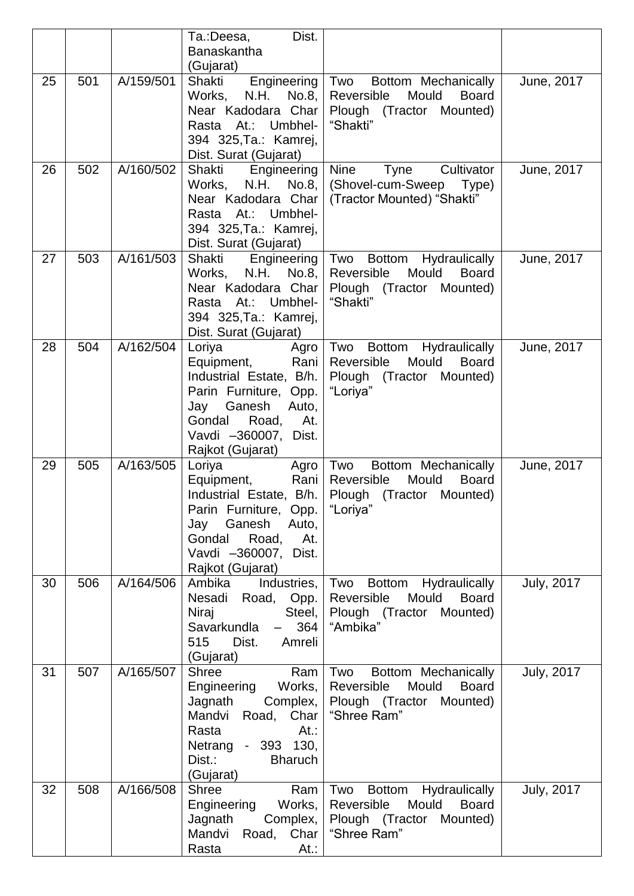| | | | Ta.:Deesa, Dist. Banaskantha (Gujarat) | | |
|---|---|---|---|---|---|
| 25 | 501 | A/159/501 | Shakti Engineering Works, N.H. No.8, Near Kadodara Char Rasta At.: Umbhel-394 325,Ta.: Kamrej, Dist. Surat (Gujarat) | Two Bottom Mechanically Reversible Mould Board Plough (Tractor Mounted) "Shakti" | June, 2017 |
| 26 | 502 | A/160/502 | Shakti Engineering Works, N.H. No.8, Near Kadodara Char Rasta At.: Umbhel-394 325,Ta.: Kamrej, Dist. Surat (Gujarat) | Nine Tyne Cultivator (Shovel-cum-Sweep Type) (Tractor Mounted) "Shakti" | June, 2017 |
| 27 | 503 | A/161/503 | Shakti Engineering Works, N.H. No.8, Near Kadodara Char Rasta At.: Umbhel-394 325,Ta.: Kamrej, Dist. Surat (Gujarat) | Two Bottom Hydraulically Reversible Mould Board Plough (Tractor Mounted) "Shakti" | June, 2017 |
| 28 | 504 | A/162/504 | Loriya Agro Equipment, Rani Industrial Estate, B/h. Parin Furniture, Opp. Jay Ganesh Auto, Gondal Road, At. Vavdi –360007, Dist. Rajkot (Gujarat) | Two Bottom Hydraulically Reversible Mould Board Plough (Tractor Mounted) "Loriya" | June, 2017 |
| 29 | 505 | A/163/505 | Loriya Agro Equipment, Rani Industrial Estate, B/h. Parin Furniture, Opp. Jay Ganesh Auto, Gondal Road, At. Vavdi –360007, Dist. Rajkot (Gujarat) | Two Bottom Mechanically Reversible Mould Board Plough (Tractor Mounted) "Loriya" | June, 2017 |
| 30 | 506 | A/164/506 | Ambika Industries, Nesadi Road, Opp. Niraj Steel, Savarkundla – 364 515 Dist. Amreli (Gujarat) | Two Bottom Hydraulically Reversible Mould Board Plough (Tractor Mounted) "Ambika" | July, 2017 |
| 31 | 507 | A/165/507 | Shree Ram Engineering Works, Jagnath Complex, Mandvi Road, Char Rasta At.: Netrang - 393 130, Dist.: Bharuch (Gujarat) | Two Bottom Mechanically Reversible Mould Board Plough (Tractor Mounted) "Shree Ram" | July, 2017 |
| 32 | 508 | A/166/508 | Shree Ram Engineering Works, Jagnath Complex, Mandvi Road, Char Rasta At.: | Two Bottom Hydraulically Reversible Mould Board Plough (Tractor Mounted) "Shree Ram" | July, 2017 |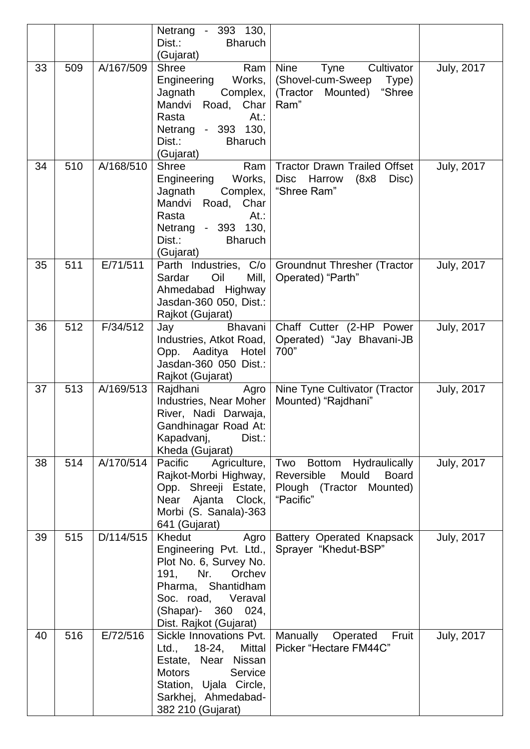|  |  |  |  |  |  |
|---|---|---|---|---|---|
|  |  |  | Netrang - 393 130, Dist.: Bharuch (Gujarat) |  |  |
| 33 | 509 | A/167/509 | Shree Ram Engineering Works, Jagnath Complex, Mandvi Road, Char Rasta At.: Netrang - 393 130, Dist.: Bharuch (Gujarat) | Nine Tyne Cultivator (Shovel-cum-Sweep Type) (Tractor Mounted) "Shree Ram" | July, 2017 |
| 34 | 510 | A/168/510 | Shree Ram Engineering Works, Jagnath Complex, Mandvi Road, Char Rasta At.: Netrang - 393 130, Dist.: Bharuch (Gujarat) | Tractor Drawn Trailed Offset Disc Harrow (8x8 Disc) "Shree Ram" | July, 2017 |
| 35 | 511 | E/71/511 | Parth Industries, C/o Sardar Oil Mill, Ahmedabad Highway Jasdan-360 050, Dist.: Rajkot (Gujarat) | Groundnut Thresher (Tractor Operated) "Parth" | July, 2017 |
| 36 | 512 | F/34/512 | Jay Bhavani Industries, Atkot Road, Opp. Aaditya Hotel Jasdan-360 050 Dist.: Rajkot (Gujarat) | Chaff Cutter (2-HP Power Operated) "Jay Bhavani-JB 700" | July, 2017 |
| 37 | 513 | A/169/513 | Rajdhani Agro Industries, Near Moher River, Nadi Darwaja, Gandhinagar Road At: Kapadvanj, Dist.: Kheda (Gujarat) | Nine Tyne Cultivator (Tractor Mounted) "Rajdhani" | July, 2017 |
| 38 | 514 | A/170/514 | Pacific Agriculture, Rajkot-Morbi Highway, Opp. Shreeji Estate, Near Ajanta Clock, Morbi (S. Sanala)-363 641 (Gujarat) | Two Bottom Hydraulically Reversible Mould Board Plough (Tractor Mounted) "Pacific" | July, 2017 |
| 39 | 515 | D/114/515 | Khedut Agro Engineering Pvt. Ltd., Plot No. 6, Survey No. 191, Nr. Orchev Pharma, Shantidham Soc. road, Veraval (Shapar)- 360 024, Dist. Rajkot (Gujarat) | Battery Operated Knapsack Sprayer "Khedut-BSP" | July, 2017 |
| 40 | 516 | E/72/516 | Sickle Innovations Pvt. Ltd., 18-24, Mittal Estate, Near Nissan Motors Service Station, Ujala Circle, Sarkhej, Ahmedabad-382 210 (Gujarat) | Manually Operated Fruit Picker "Hectare FM44C" | July, 2017 |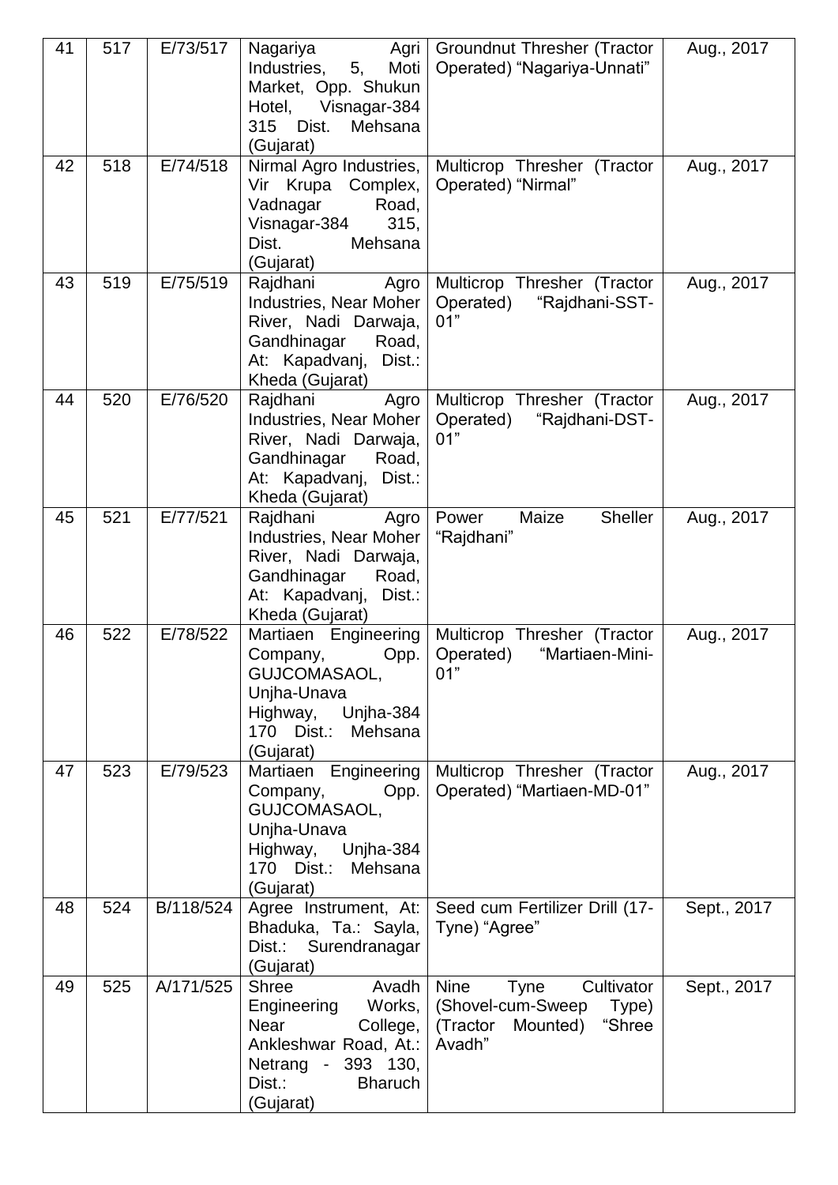| 41 | 517 | E/73/517 | Nagariya Agri Industries, 5, Moti Market, Opp. Shukun Hotel, Visnagar-384 315 Dist. Mehsana (Gujarat) | Groundnut Thresher (Tractor Operated) "Nagariya-Unnati" | Aug., 2017 |
|---|---|---|---|---|---|
| 42 | 518 | E/74/518 | Nirmal Agro Industries, Vir Krupa Complex, Vadnagar Road, Visnagar-384 315, Dist. Mehsana (Gujarat) | Multicrop Thresher (Tractor Operated) "Nirmal" | Aug., 2017 |
| 43 | 519 | E/75/519 | Rajdhani Agro Industries, Near Moher River, Nadi Darwaja, Gandhinagar Road, At: Kapadvanj, Dist.: Kheda (Gujarat) | Multicrop Thresher (Tractor Operated) "Rajdhani-SST-01" | Aug., 2017 |
| 44 | 520 | E/76/520 | Rajdhani Agro Industries, Near Moher River, Nadi Darwaja, Gandhinagar Road, At: Kapadvanj, Dist.: Kheda (Gujarat) | Multicrop Thresher (Tractor Operated) "Rajdhani-DST-01" | Aug., 2017 |
| 45 | 521 | E/77/521 | Rajdhani Agro Industries, Near Moher River, Nadi Darwaja, Gandhinagar Road, At: Kapadvanj, Dist.: Kheda (Gujarat) | Power Maize Sheller "Rajdhani" | Aug., 2017 |
| 46 | 522 | E/78/522 | Martiaen Engineering Company, Opp. GUJCOMASAOL, Unjha-Unava Highway, Unjha-384 170 Dist.: Mehsana (Gujarat) | Multicrop Thresher (Tractor Operated) "Martiaen-Mini-01" | Aug., 2017 |
| 47 | 523 | E/79/523 | Martiaen Engineering Company, Opp. GUJCOMASAOL, Unjha-Unava Highway, Unjha-384 170 Dist.: Mehsana (Gujarat) | Multicrop Thresher (Tractor Operated) "Martiaen-MD-01" | Aug., 2017 |
| 48 | 524 | B/118/524 | Agree Instrument, At: Bhaduka, Ta.: Sayla, Dist.: Surendranagar (Gujarat) | Seed cum Fertilizer Drill (17-Tyne) "Agree" | Sept., 2017 |
| 49 | 525 | A/171/525 | Shree Avadh Engineering Works, Near College, Ankleshwar Road, At.: Netrang - 393 130, Dist.: Bharuch (Gujarat) | Nine Tyne Cultivator (Shovel-cum-Sweep Type) (Tractor Mounted) "Shree Avadh" | Sept., 2017 |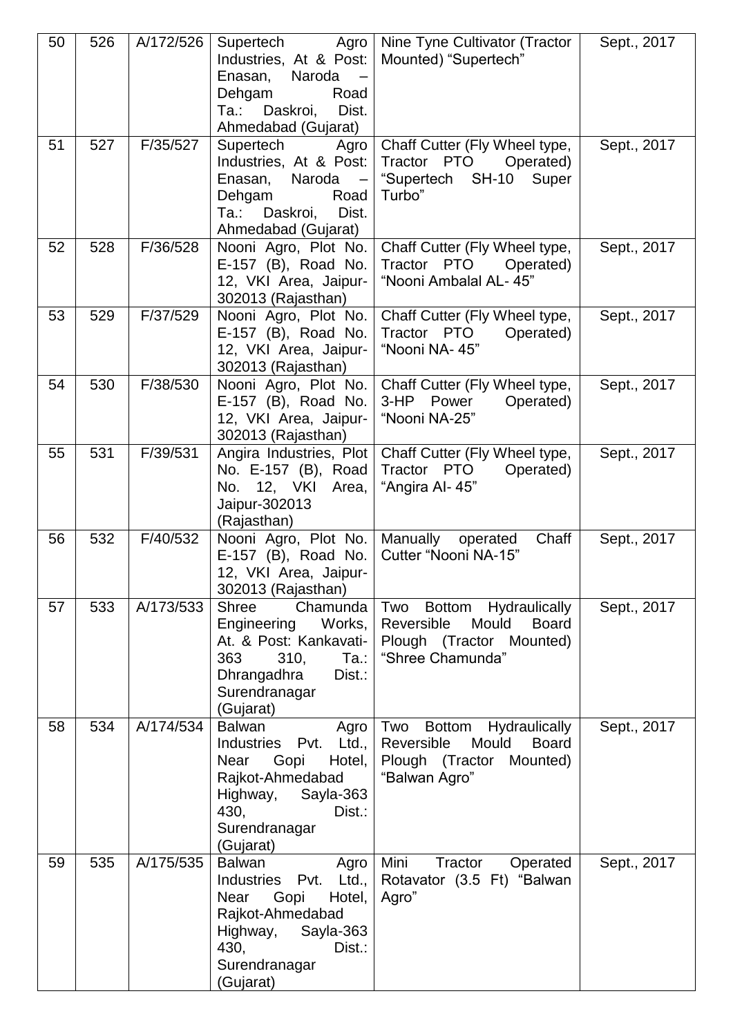| 50 | 526 | A/172/526 | Supertech Agro Industries, At & Post: Enasan, Naroda – Dehgam Road Ta.: Daskroi, Dist. Ahmedabad (Gujarat) | Nine Tyne Cultivator (Tractor Mounted) "Supertech" | Sept., 2017 |
|---|---|---|---|---|---|
| 51 | 527 | F/35/527 | Supertech Agro Industries, At & Post: Enasan, Naroda – Dehgam Road Ta.: Daskroi, Dist. Ahmedabad (Gujarat) | Chaff Cutter (Fly Wheel type, Tractor PTO Operated) "Supertech SH-10 Super Turbo" | Sept., 2017 |
| 52 | 528 | F/36/528 | Nooni Agro, Plot No. E-157 (B), Road No. 12, VKI Area, Jaipur-302013 (Rajasthan) | Chaff Cutter (Fly Wheel type, Tractor PTO Operated) "Nooni Ambalal AL- 45" | Sept., 2017 |
| 53 | 529 | F/37/529 | Nooni Agro, Plot No. E-157 (B), Road No. 12, VKI Area, Jaipur-302013 (Rajasthan) | Chaff Cutter (Fly Wheel type, Tractor PTO Operated) "Nooni NA- 45" | Sept., 2017 |
| 54 | 530 | F/38/530 | Nooni Agro, Plot No. E-157 (B), Road No. 12, VKI Area, Jaipur-302013 (Rajasthan) | Chaff Cutter (Fly Wheel type, 3-HP Power Operated) "Nooni NA-25" | Sept., 2017 |
| 55 | 531 | F/39/531 | Angira Industries, Plot No. E-157 (B), Road No. 12, VKI Area, Jaipur-302013 (Rajasthan) | Chaff Cutter (Fly Wheel type, Tractor PTO Operated) "Angira AI- 45" | Sept., 2017 |
| 56 | 532 | F/40/532 | Nooni Agro, Plot No. E-157 (B), Road No. 12, VKI Area, Jaipur-302013 (Rajasthan) | Manually operated Chaff Cutter "Nooni NA-15" | Sept., 2017 |
| 57 | 533 | A/173/533 | Shree Chamunda Engineering Works, At. & Post: Kankavati-363 310, Ta.: Dhrangadhra Dist.: Surendranagar (Gujarat) | Two Bottom Hydraulically Reversible Mould Board Plough (Tractor Mounted) "Shree Chamunda" | Sept., 2017 |
| 58 | 534 | A/174/534 | Balwan Agro Industries Pvt. Ltd., Near Gopi Hotel, Rajkot-Ahmedabad Highway, Sayla-363 430, Dist.: Surendranagar (Gujarat) | Two Bottom Hydraulically Reversible Mould Board Plough (Tractor Mounted) "Balwan Agro" | Sept., 2017 |
| 59 | 535 | A/175/535 | Balwan Agro Industries Pvt. Ltd., Near Gopi Hotel, Rajkot-Ahmedabad Highway, Sayla-363 430, Dist.: Surendranagar (Gujarat) | Mini Tractor Operated Rotavator (3.5 Ft) "Balwan Agro" | Sept., 2017 |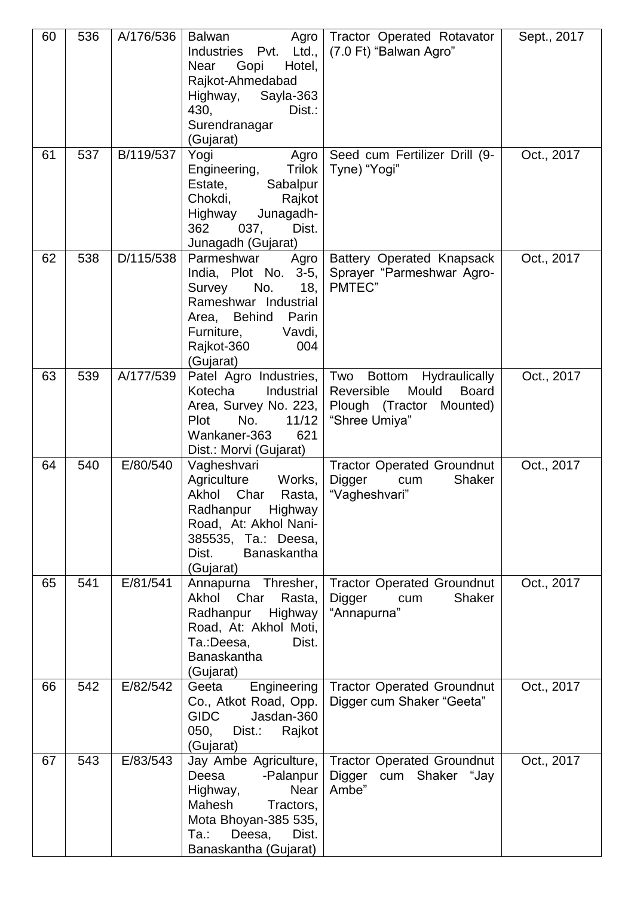| 60 | 536 | A/176/536 | Balwan Agro Industries Pvt. Ltd., Near Gopi Hotel, Rajkot-Ahmedabad Highway, Sayla-363 430, Dist.: Surendranagar (Gujarat) | Tractor Operated Rotavator (7.0 Ft) "Balwan Agro" | Sept., 2017 |
|---|---|---|---|---|---|
| 61 | 537 | B/119/537 | Yogi Agro Engineering, Trilok Estate, Sabalpur Chokdi, Rajkot Highway Junagadh-362 037, Dist. Junagadh (Gujarat) | Seed cum Fertilizer Drill (9-Tyne) "Yogi" | Oct., 2017 |
| 62 | 538 | D/115/538 | Parmeshwar Agro India, Plot No. 3-5, Survey No. 18, Rameshwar Industrial Area, Behind Parin Furniture, Vavdi, Rajkot-360 004 (Gujarat) | Battery Operated Knapsack Sprayer "Parmeshwar Agro-PMTEC" | Oct., 2017 |
| 63 | 539 | A/177/539 | Patel Agro Industries, Kotecha Industrial Area, Survey No. 223, Plot No. 11/12 Wankaner-363 621 Dist.: Morvi (Gujarat) | Two Bottom Hydraulically Reversible Mould Board Plough (Tractor Mounted) "Shree Umiya" | Oct., 2017 |
| 64 | 540 | E/80/540 | Vagheshvari Agriculture Works, Akhol Char Rasta, Radhanpur Highway Road, At: Akhol Nani-385535, Ta.: Deesa, Dist. Banaskantha (Gujarat) | Tractor Operated Groundnut Digger cum Shaker "Vagheshvari" | Oct., 2017 |
| 65 | 541 | E/81/541 | Annapurna Thresher, Akhol Char Rasta, Radhanpur Highway Road, At: Akhol Moti, Ta.:Deesa, Dist. Banaskantha (Gujarat) | Tractor Operated Groundnut Digger cum Shaker "Annapurna" | Oct., 2017 |
| 66 | 542 | E/82/542 | Geeta Engineering Co., Atkot Road, Opp. GIDC Jasdan-360 050, Dist.: Rajkot (Gujarat) | Tractor Operated Groundnut Digger cum Shaker "Geeta" | Oct., 2017 |
| 67 | 543 | E/83/543 | Jay Ambe Agriculture, Deesa -Palanpur Highway, Near Mahesh Tractors, Mota Bhoyan-385 535, Ta.: Deesa, Dist. Banaskantha (Gujarat) | Tractor Operated Groundnut Digger cum Shaker "Jay Ambe" | Oct., 2017 |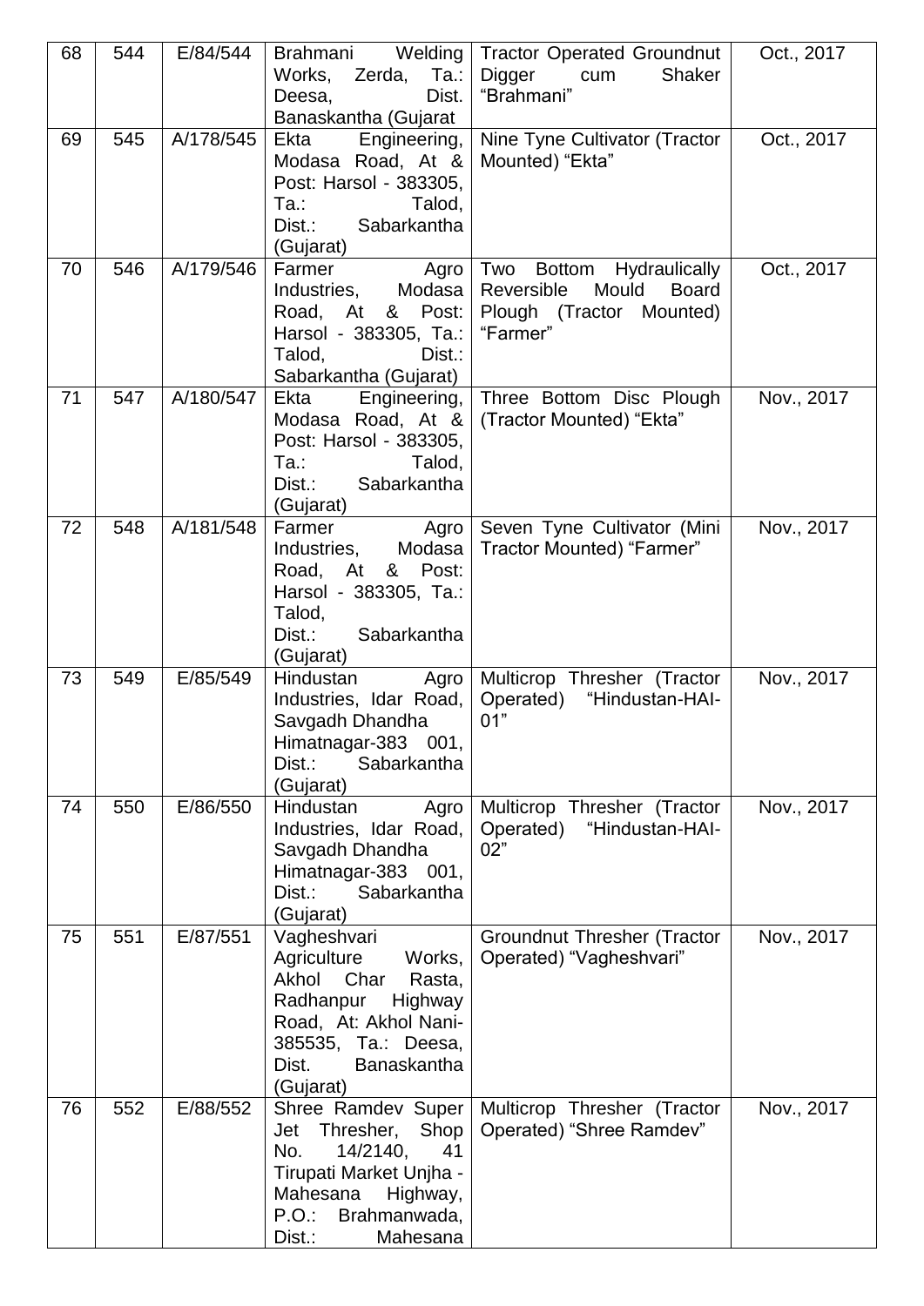| 68 | 544 | E/84/544 | Brahmani Welding Works, Zerda, Ta.: Deesa, Dist. Banaskantha (Gujarat | Tractor Operated Groundnut Digger cum Shaker "Brahmani" | Oct., 2017 |
|---|---|---|---|---|---|
| 69 | 545 | A/178/545 | Ekta Engineering, Modasa Road, At & Post: Harsol - 383305, Ta.: Talod, Dist.: Sabarkantha (Gujarat) | Nine Tyne Cultivator (Tractor Mounted) "Ekta" | Oct., 2017 |
| 70 | 546 | A/179/546 | Farmer Agro Industries, Modasa Road, At & Post: Harsol - 383305, Ta.: Talod, Dist.: Sabarkantha (Gujarat) | Two Bottom Hydraulically Reversible Mould Board Plough (Tractor Mounted) "Farmer" | Oct., 2017 |
| 71 | 547 | A/180/547 | Ekta Engineering, Modasa Road, At & Post: Harsol - 383305, Ta.: Talod, Dist.: Sabarkantha (Gujarat) | Three Bottom Disc Plough (Tractor Mounted) "Ekta" | Nov., 2017 |
| 72 | 548 | A/181/548 | Farmer Agro Industries, Modasa Road, At & Post: Harsol - 383305, Ta.: Talod, Dist.: Sabarkantha (Gujarat) | Seven Tyne Cultivator (Mini Tractor Mounted) "Farmer" | Nov., 2017 |
| 73 | 549 | E/85/549 | Hindustan Agro Industries, Idar Road, Savgadh Dhandha Himatnagar-383 001, Dist.: Sabarkantha (Gujarat) | Multicrop Thresher (Tractor Operated) "Hindustan-HAI-01" | Nov., 2017 |
| 74 | 550 | E/86/550 | Hindustan Agro Industries, Idar Road, Savgadh Dhandha Himatnagar-383 001, Dist.: Sabarkantha (Gujarat) | Multicrop Thresher (Tractor Operated) "Hindustan-HAI-02" | Nov., 2017 |
| 75 | 551 | E/87/551 | Vagheshvari Agriculture Works, Akhol Char Rasta, Radhanpur Highway Road, At: Akhol Nani-385535, Ta.: Deesa, Dist. Banaskantha (Gujarat) | Groundnut Thresher (Tractor Operated) "Vagheshvari" | Nov., 2017 |
| 76 | 552 | E/88/552 | Shree Ramdev Super Jet Thresher, Shop No. 14/2140, 41 Tirupati Market Unjha - Mahesana Highway, P.O.: Brahmanwada, Dist.: Mahesana | Multicrop Thresher (Tractor Operated) "Shree Ramdev" | Nov., 2017 |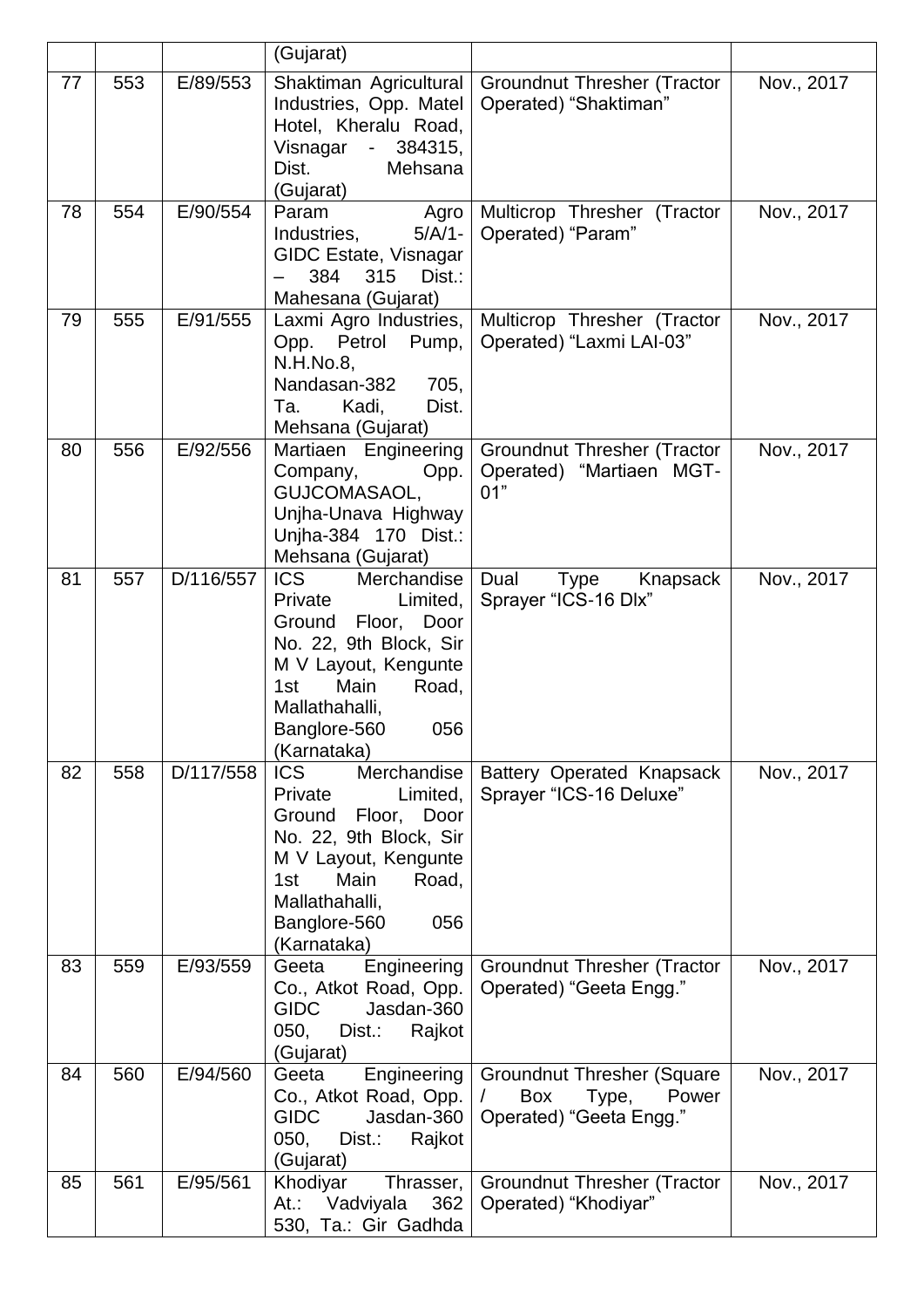| | | | (Gujarat) | | |
|---|---|---|---|---|---|
| 77 | 553 | E/89/553 | Shaktiman Agricultural Industries, Opp. Matel Hotel, Kheralu Road, Visnagar - 384315, Dist. Mehsana (Gujarat) | Groundnut Thresher (Tractor Operated) "Shaktiman" | Nov., 2017 |
| 78 | 554 | E/90/554 | Param Agro Industries, 5/A/1-GIDC Estate, Visnagar – 384 315 Dist.: Mahesana (Gujarat) | Multicrop Thresher (Tractor Operated) "Param" | Nov., 2017 |
| 79 | 555 | E/91/555 | Laxmi Agro Industries, Opp. Petrol Pump, N.H.No.8, Nandasan-382 705, Ta. Kadi, Dist. Mehsana (Gujarat) | Multicrop Thresher (Tractor Operated) "Laxmi LAI-03" | Nov., 2017 |
| 80 | 556 | E/92/556 | Martiaen Engineering Company, Opp. GUJCOMASAOL, Unjha-Unava Highway Unjha-384 170 Dist.: Mehsana (Gujarat) | Groundnut Thresher (Tractor Operated) "Martiaen MGT-01" | Nov., 2017 |
| 81 | 557 | D/116/557 | ICS Merchandise Private Limited, Ground Floor, Door No. 22, 9th Block, Sir M V Layout, Kengunte 1st Main Road, Mallathahalli, Banglore-560 056 (Karnataka) | Dual Type Knapsack Sprayer "ICS-16 Dlx" | Nov., 2017 |
| 82 | 558 | D/117/558 | ICS Merchandise Private Limited, Ground Floor, Door No. 22, 9th Block, Sir M V Layout, Kengunte 1st Main Road, Mallathahalli, Banglore-560 056 (Karnataka) | Battery Operated Knapsack Sprayer "ICS-16 Deluxe" | Nov., 2017 |
| 83 | 559 | E/93/559 | Geeta Engineering Co., Atkot Road, Opp. GIDC Jasdan-360 050, Dist.: Rajkot (Gujarat) | Groundnut Thresher (Tractor Operated) "Geeta Engg." | Nov., 2017 |
| 84 | 560 | E/94/560 | Geeta Engineering Co., Atkot Road, Opp. GIDC Jasdan-360 050, Dist.: Rajkot (Gujarat) | Groundnut Thresher (Square / Box Type, Power Operated) "Geeta Engg." | Nov., 2017 |
| 85 | 561 | E/95/561 | Khodiyar Thrasser, At.: Vadviyala 362 530, Ta.: Gir Gadhda | Groundnut Thresher (Tractor Operated) "Khodiyar" | Nov., 2017 |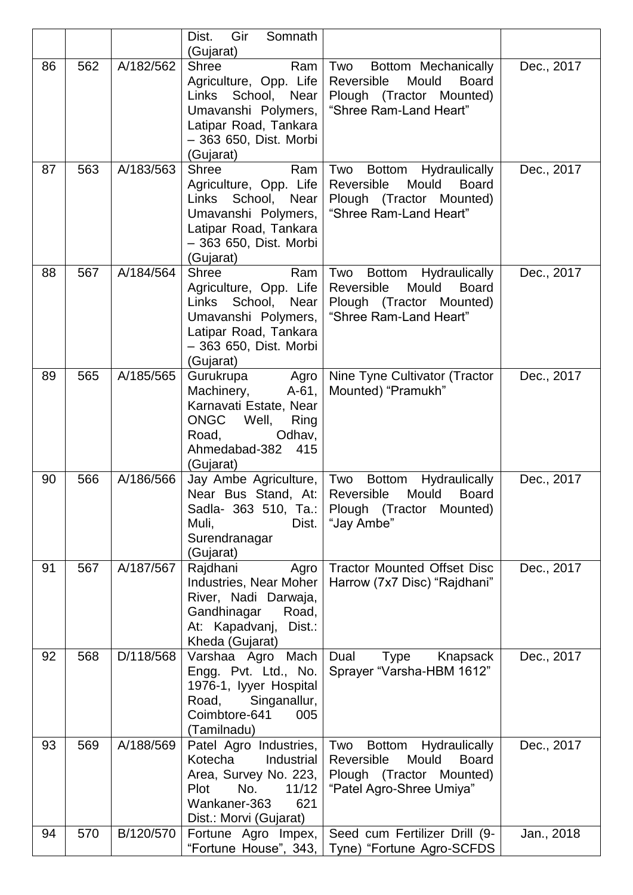| | | | Dist. Gir Somnath (Gujarat) | | |
|---|---|---|---|---|---|
| 86 | 562 | A/182/562 | Shree Ram Agriculture, Opp. Life Links School, Near Umavanshi Polymers, Latipar Road, Tankara – 363 650, Dist. Morbi (Gujarat) | Two Bottom Mechanically Reversible Mould Board Plough (Tractor Mounted) "Shree Ram-Land Heart" | Dec., 2017 |
| 87 | 563 | A/183/563 | Shree Ram Agriculture, Opp. Life Links School, Near Umavanshi Polymers, Latipar Road, Tankara – 363 650, Dist. Morbi (Gujarat) | Two Bottom Hydraulically Reversible Mould Board Plough (Tractor Mounted) "Shree Ram-Land Heart" | Dec., 2017 |
| 88 | 567 | A/184/564 | Shree Ram Agriculture, Opp. Life Links School, Near Umavanshi Polymers, Latipar Road, Tankara – 363 650, Dist. Morbi (Gujarat) | Two Bottom Hydraulically Reversible Mould Board Plough (Tractor Mounted) "Shree Ram-Land Heart" | Dec., 2017 |
| 89 | 565 | A/185/565 | Gurukrupa Agro Machinery, A-61, Karnavati Estate, Near ONGC Well, Ring Road, Odhav, Ahmedabad-382 415 (Gujarat) | Nine Tyne Cultivator (Tractor Mounted) "Pramukh" | Dec., 2017 |
| 90 | 566 | A/186/566 | Jay Ambe Agriculture, Near Bus Stand, At: Sadla- 363 510, Ta.: Muli, Dist. Surendranagar (Gujarat) | Two Bottom Hydraulically Reversible Mould Board Plough (Tractor Mounted) "Jay Ambe" | Dec., 2017 |
| 91 | 567 | A/187/567 | Rajdhani Agro Industries, Near Moher River, Nadi Darwaja, Gandhinagar Road, At: Kapadvanj, Dist.: Kheda (Gujarat) | Tractor Mounted Offset Disc Harrow (7x7 Disc) "Rajdhani" | Dec., 2017 |
| 92 | 568 | D/118/568 | Varshaa Agro Mach Engg. Pvt. Ltd., No. 1976-1, Iyyer Hospital Road, Singanallur, Coimbtore-641 005 (Tamilnadu) | Dual Type Knapsack Sprayer "Varsha-HBM 1612" | Dec., 2017 |
| 93 | 569 | A/188/569 | Patel Agro Industries, Kotecha Industrial Area, Survey No. 223, Plot No. 11/12 Wankaner-363 621 Dist.: Morvi (Gujarat) | Two Bottom Hydraulically Reversible Mould Board Plough (Tractor Mounted) "Patel Agro-Shree Umiya" | Dec., 2017 |
| 94 | 570 | B/120/570 | Fortune Agro Impex, "Fortune House", 343, | Seed cum Fertilizer Drill (9-Tyne) "Fortune Agro-SCFDS | Jan., 2018 |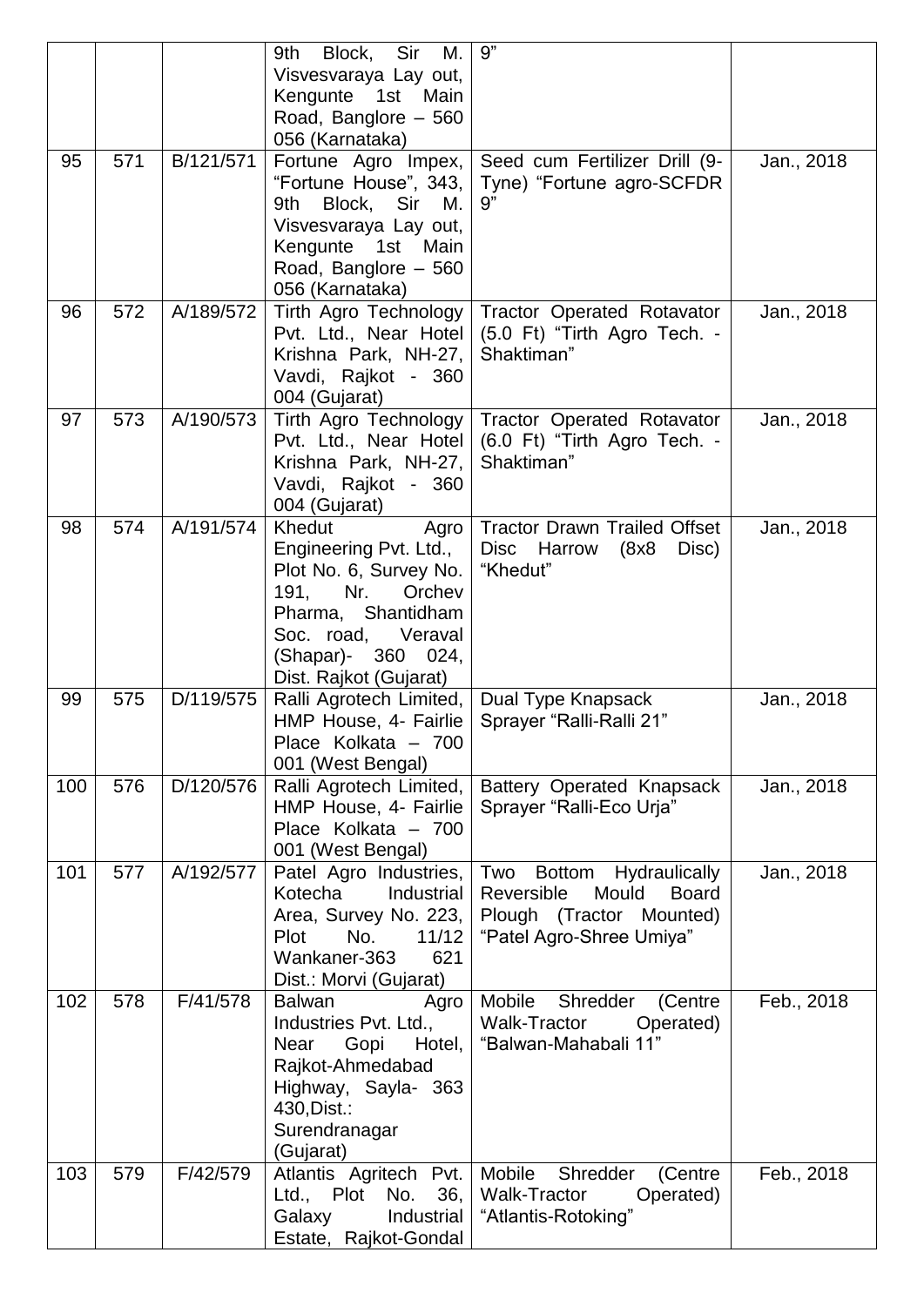|  |  |  | 9th Block, Sir M. Visvesvaraya Lay out, Kengunte 1st Main Road, Banglore – 560 056 (Karnataka) | 9” |  |
|---|---|---|---|---|---|
| 95 | 571 | B/121/571 | Fortune Agro Impex, “Fortune House”, 343, 9th Block, Sir M. Visvesvaraya Lay out, Kengunte 1st Main Road, Banglore – 560 056 (Karnataka) | Seed cum Fertilizer Drill (9-Tyne) “Fortune agro-SCFDR 9” | Jan., 2018 |
| 96 | 572 | A/189/572 | Tirth Agro Technology Pvt. Ltd., Near Hotel Krishna Park, NH-27, Vavdi, Rajkot - 360 004 (Gujarat) | Tractor Operated Rotavator (5.0 Ft) “Tirth Agro Tech. - Shaktiman” | Jan., 2018 |
| 97 | 573 | A/190/573 | Tirth Agro Technology Pvt. Ltd., Near Hotel Krishna Park, NH-27, Vavdi, Rajkot - 360 004 (Gujarat) | Tractor Operated Rotavator (6.0 Ft) “Tirth Agro Tech. - Shaktiman” | Jan., 2018 |
| 98 | 574 | A/191/574 | Khedut Agro Engineering Pvt. Ltd., Plot No. 6, Survey No. 191, Nr. Orchev Pharma, Shantidham Soc. road, Veraval (Shapar)- 360 024, Dist. Rajkot (Gujarat) | Tractor Drawn Trailed Offset Disc Harrow (8x8 Disc) “Khedut” | Jan., 2018 |
| 99 | 575 | D/119/575 | Ralli Agrotech Limited, HMP House, 4- Fairlie Place Kolkata – 700 001 (West Bengal) | Dual Type Knapsack Sprayer “Ralli-Ralli 21” | Jan., 2018 |
| 100 | 576 | D/120/576 | Ralli Agrotech Limited, HMP House, 4- Fairlie Place Kolkata – 700 001 (West Bengal) | Battery Operated Knapsack Sprayer “Ralli-Eco Urja” | Jan., 2018 |
| 101 | 577 | A/192/577 | Patel Agro Industries, Kotecha Industrial Area, Survey No. 223, Plot No. 11/12 Wankaner-363 621 Dist.: Morvi (Gujarat) | Two Bottom Hydraulically Reversible Mould Board Plough (Tractor Mounted) “Patel Agro-Shree Umiya” | Jan., 2018 |
| 102 | 578 | F/41/578 | Balwan Agro Industries Pvt. Ltd., Near Gopi Hotel, Rajkot-Ahmedabad Highway, Sayla- 363 430,Dist.: Surendranagar (Gujarat) | Mobile Shredder (Centre Walk-Tractor Operated) “Balwan-Mahabali 11” | Feb., 2018 |
| 103 | 579 | F/42/579 | Atlantis Agritech Pvt. Ltd., Plot No. 36, Galaxy Industrial Estate, Rajkot-Gondal | Mobile Shredder (Centre Walk-Tractor Operated) “Atlantis-Rotoking” | Feb., 2018 |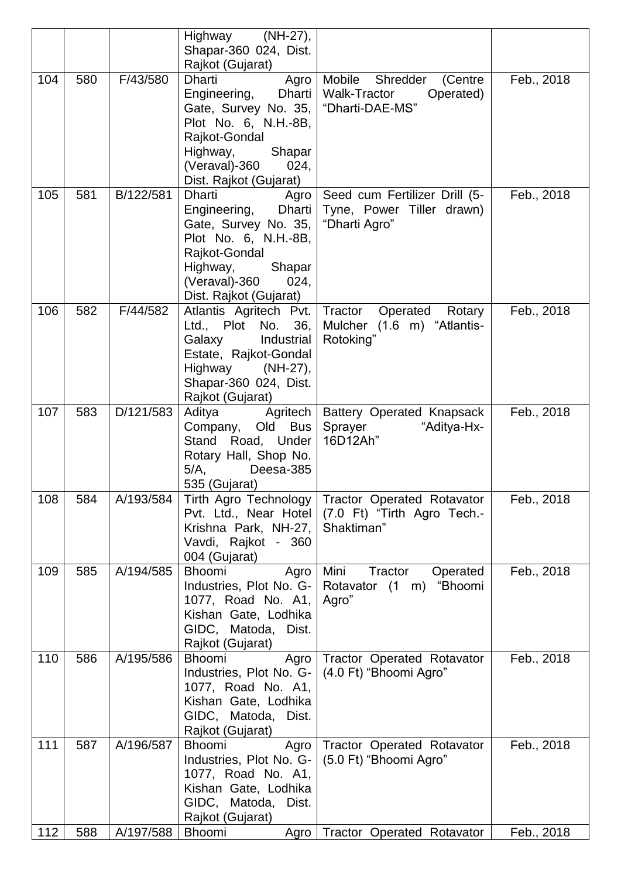| | | | Highway (NH-27), Shapar-360 024, Dist. Rajkot (Gujarat) | | |
|---|---|---|---|---|---|
| 104 | 580 | F/43/580 | Dharti Agro Engineering, Dharti Gate, Survey No. 35, Plot No. 6, N.H.-8B, Rajkot-Gondal Highway, Shapar (Veraval)-360 024, Dist. Rajkot (Gujarat) | Mobile Shredder (Centre Walk-Tractor Operated) "Dharti-DAE-MS" | Feb., 2018 |
| 105 | 581 | B/122/581 | Dharti Agro Engineering, Dharti Gate, Survey No. 35, Plot No. 6, N.H.-8B, Rajkot-Gondal Highway, Shapar (Veraval)-360 024, Dist. Rajkot (Gujarat) | Seed cum Fertilizer Drill (5-Tyne, Power Tiller drawn) "Dharti Agro" | Feb., 2018 |
| 106 | 582 | F/44/582 | Atlantis Agritech Pvt. Ltd., Plot No. 36, Galaxy Industrial Estate, Rajkot-Gondal Highway (NH-27), Shapar-360 024, Dist. Rajkot (Gujarat) | Tractor Operated Rotary Mulcher (1.6 m) "Atlantis-Rotoking" | Feb., 2018 |
| 107 | 583 | D/121/583 | Aditya Agritech Company, Old Bus Stand Road, Under Rotary Hall, Shop No. 5/A, Deesa-385 535 (Gujarat) | Battery Operated Knapsack Sprayer "Aditya-Hx-16D12Ah" | Feb., 2018 |
| 108 | 584 | A/193/584 | Tirth Agro Technology Pvt. Ltd., Near Hotel Krishna Park, NH-27, Vavdi, Rajkot - 360 004 (Gujarat) | Tractor Operated Rotavator (7.0 Ft) "Tirth Agro Tech.-Shaktiman" | Feb., 2018 |
| 109 | 585 | A/194/585 | Bhoomi Agro Industries, Plot No. G-1077, Road No. A1, Kishan Gate, Lodhika GIDC, Matoda, Dist. Rajkot (Gujarat) | Mini Tractor Operated Rotavator (1 m) "Bhoomi Agro" | Feb., 2018 |
| 110 | 586 | A/195/586 | Bhoomi Agro Industries, Plot No. G-1077, Road No. A1, Kishan Gate, Lodhika GIDC, Matoda, Dist. Rajkot (Gujarat) | Tractor Operated Rotavator (4.0 Ft) "Bhoomi Agro" | Feb., 2018 |
| 111 | 587 | A/196/587 | Bhoomi Agro Industries, Plot No. G-1077, Road No. A1, Kishan Gate, Lodhika GIDC, Matoda, Dist. Rajkot (Gujarat) | Tractor Operated Rotavator (5.0 Ft) "Bhoomi Agro" | Feb., 2018 |
| 112 | 588 | A/197/588 | Bhoomi Agro | Tractor Operated Rotavator | Feb., 2018 |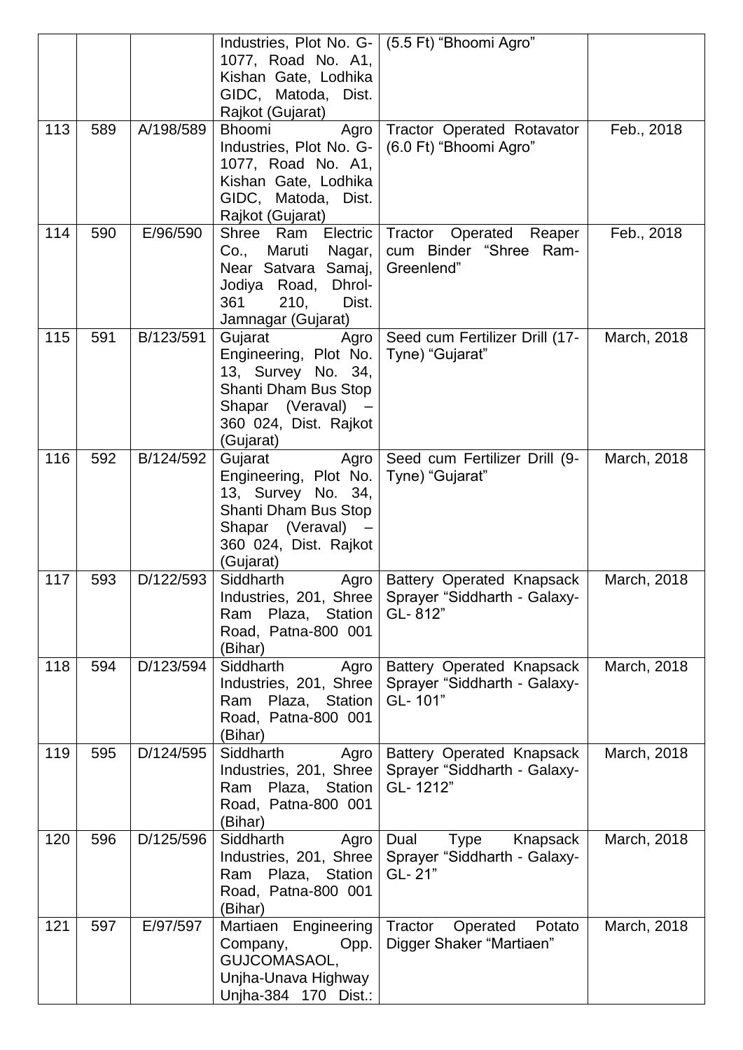| | | | Industries, Plot No. G-1077, Road No. A1, Kishan Gate, Lodhika GIDC, Matoda, Dist. Rajkot (Gujarat) | (5.5 Ft) "Bhoomi Agro" | |
|---|---|---|---|---|---|
| 113 | 589 | A/198/589 | Bhoomi Agro Industries, Plot No. G-1077, Road No. A1, Kishan Gate, Lodhika GIDC, Matoda, Dist. Rajkot (Gujarat) | Tractor Operated Rotavator (6.0 Ft) "Bhoomi Agro" | Feb., 2018 |
| 114 | 590 | E/96/590 | Shree Ram Electric Co., Maruti Nagar, Near Satvara Samaj, Jodiya Road, Dhrol-361 210, Dist. Jamnagar (Gujarat) | Tractor Operated Reaper cum Binder "Shree Ram-Greenlend" | Feb., 2018 |
| 115 | 591 | B/123/591 | Gujarat Agro Engineering, Plot No. 13, Survey No. 34, Shanti Dham Bus Stop Shapar (Veraval) – 360 024, Dist. Rajkot (Gujarat) | Seed cum Fertilizer Drill (17-Tyne) "Gujarat" | March, 2018 |
| 116 | 592 | B/124/592 | Gujarat Agro Engineering, Plot No. 13, Survey No. 34, Shanti Dham Bus Stop Shapar (Veraval) – 360 024, Dist. Rajkot (Gujarat) | Seed cum Fertilizer Drill (9-Tyne) "Gujarat" | March, 2018 |
| 117 | 593 | D/122/593 | Siddharth Agro Industries, 201, Shree Ram Plaza, Station Road, Patna-800 001 (Bihar) | Battery Operated Knapsack Sprayer "Siddharth - Galaxy-GL- 812" | March, 2018 |
| 118 | 594 | D/123/594 | Siddharth Agro Industries, 201, Shree Ram Plaza, Station Road, Patna-800 001 (Bihar) | Battery Operated Knapsack Sprayer "Siddharth - Galaxy-GL- 101" | March, 2018 |
| 119 | 595 | D/124/595 | Siddharth Agro Industries, 201, Shree Ram Plaza, Station Road, Patna-800 001 (Bihar) | Battery Operated Knapsack Sprayer "Siddharth - Galaxy-GL- 1212" | March, 2018 |
| 120 | 596 | D/125/596 | Siddharth Agro Industries, 201, Shree Ram Plaza, Station Road, Patna-800 001 (Bihar) | Dual Type Knapsack Sprayer "Siddharth - Galaxy-GL- 21" | March, 2018 |
| 121 | 597 | E/97/597 | Martiaen Engineering Company, Opp. GUJCOMASAOL, Unjha-Unava Highway Unjha-384 170 Dist.: | Tractor Operated Potato Digger Shaker "Martiaen" | March, 2018 |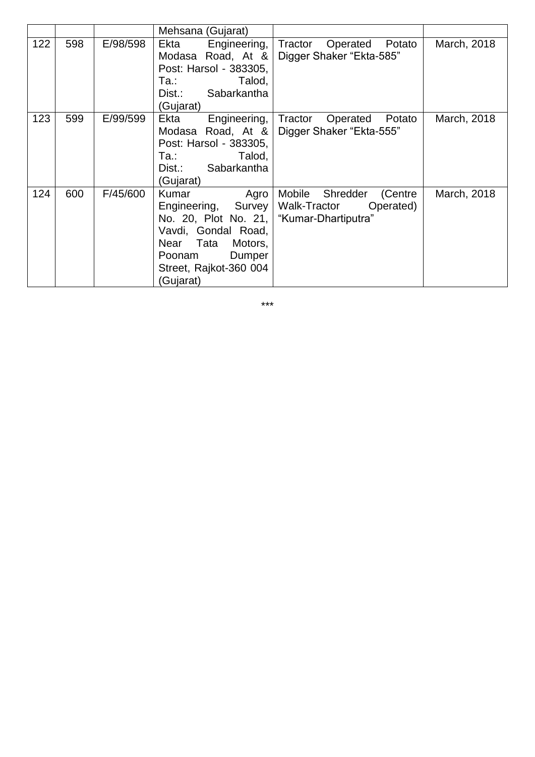| | | | | | |
|---|---|---|---|---|---|
| | | | Mehsana (Gujarat) | | |
| 122 | 598 | E/98/598 | Ekta Engineering, Modasa Road, At & Post: Harsol - 383305, Ta.: Talod, Dist.: Sabarkantha (Gujarat) | Tractor Operated Potato Digger Shaker "Ekta-585" | March, 2018 |
| 123 | 599 | E/99/599 | Ekta Engineering, Modasa Road, At & Post: Harsol - 383305, Ta.: Talod, Dist.: Sabarkantha (Gujarat) | Tractor Operated Potato Digger Shaker "Ekta-555" | March, 2018 |
| 124 | 600 | F/45/600 | Kumar Agro Engineering, Survey No. 20, Plot No. 21, Vavdi, Gondal Road, Near Tata Motors, Poonam Dumper Street, Rajkot-360 004 (Gujarat) | Mobile Shredder (Centre Walk-Tractor Operated) "Kumar-Dhartiputra" | March, 2018 |

***